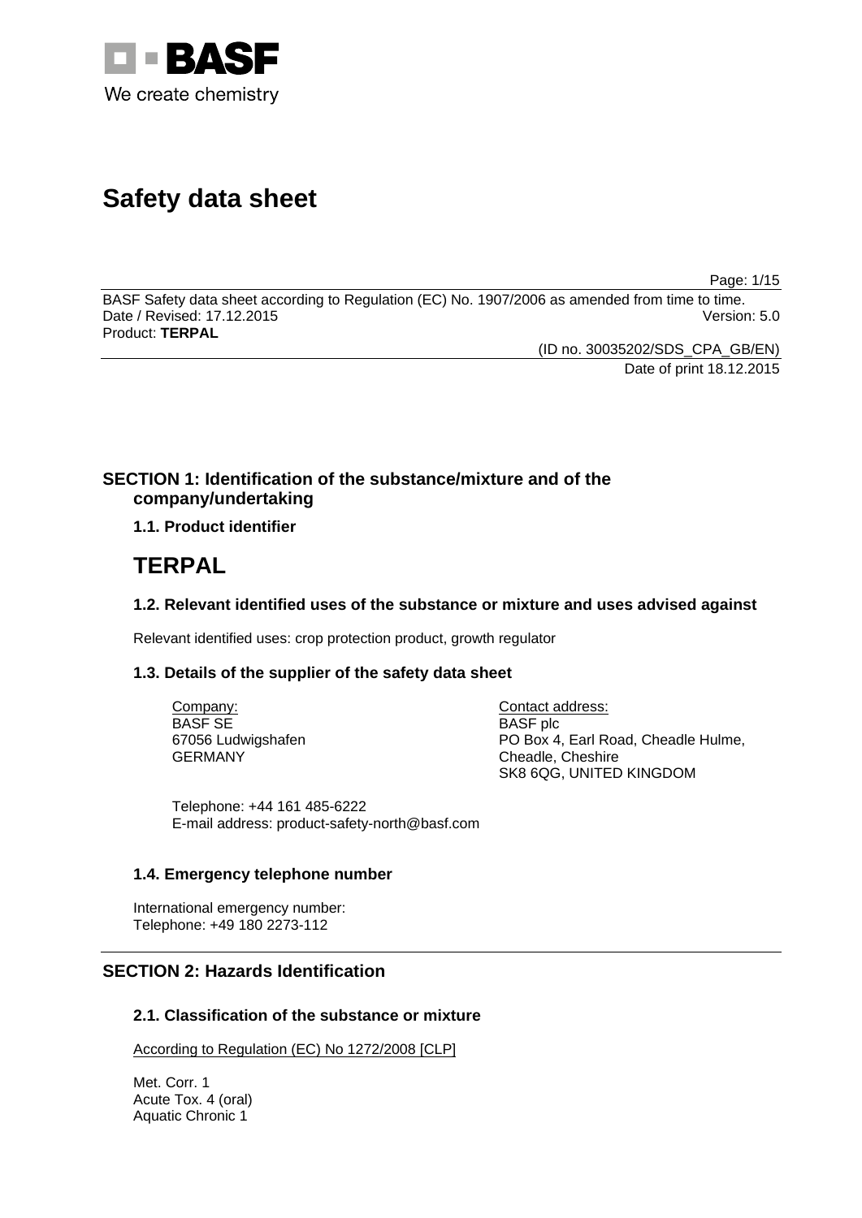# Safety data sheet

BASF Safety data sheet according to Regulation (EC) No. 1907/2006 as amended from time to time.
Date / Revised: 17.12.2015 Version: 5.0
Product: **TERPAL**

(ID no. 30035202/SDS_CPA_GB/EN)
Date of print 18.12.2015

## SECTION 1: Identification of the substance/mixture and of the company/undertaking

### 1.1. Product identifier

# TERPAL

### 1.2. Relevant identified uses of the substance or mixture and uses advised against

Relevant identified uses: crop protection product, growth regulator

### 1.3. Details of the supplier of the safety data sheet

Company:
BASF SE
67056 Ludwigshafen
GERMANY

Contact address:
BASF plc
PO Box 4, Earl Road, Cheadle Hulme,
Cheadle, Cheshire
SK8 6QG, UNITED KINGDOM

Telephone: +44 161 485-6222
E-mail address: product-safety-north@basf.com

### 1.4. Emergency telephone number

International emergency number:
Telephone: +49 180 2273-112

## SECTION 2: Hazards Identification

### 2.1. Classification of the substance or mixture

According to Regulation (EC) No 1272/2008 [CLP]

Met. Corr. 1
Acute Tox. 4 (oral)
Aquatic Chronic 1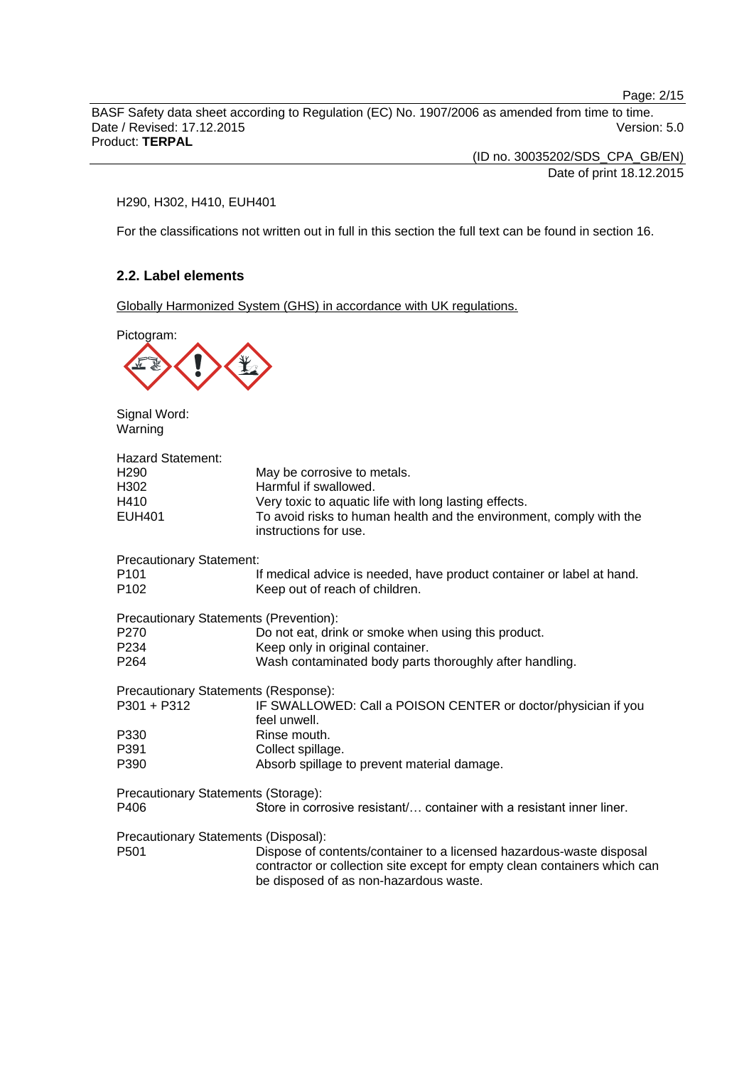H290, H302, H410, EUH401

For the classifications not written out in full in this section the full text can be found in section 16.

### 2.2. Label elements

Globally Harmonized System (GHS) in accordance with UK regulations.

Pictogram:

Signal Word:
Warning

Hazard Statement:

| | |
|---|---|
| H290 | May be corrosive to metals. |
| H302 | Harmful if swallowed. |
| H410 | Very toxic to aquatic life with long lasting effects. |
| EUH401 | To avoid risks to human health and the environment, comply with the instructions for use. |

Precautionary Statement:

| | |
|---|---|
| P101 | If medical advice is needed, have product container or label at hand. |
| P102 | Keep out of reach of children. |

Precautionary Statements (Prevention):

| | |
|---|---|
| P270 | Do not eat, drink or smoke when using this product. |
| P234 | Keep only in original container. |
| P264 | Wash contaminated body parts thoroughly after handling. |

Precautionary Statements (Response):

| | |
|---|---|
| P301 + P312 | IF SWALLOWED: Call a POISON CENTER or doctor/physician if you feel unwell. |
| P330 | Rinse mouth. |
| P391 | Collect spillage. |
| P390 | Absorb spillage to prevent material damage. |

Precautionary Statements (Storage):

| | |
|---|---|
| P406 | Store in corrosive resistant/… container with a resistant inner liner. |

Precautionary Statements (Disposal):

| | |
|---|---|
| P501 | Dispose of contents/container to a licensed hazardous-waste disposal contractor or collection site except for empty clean containers which can be disposed of as non-hazardous waste. |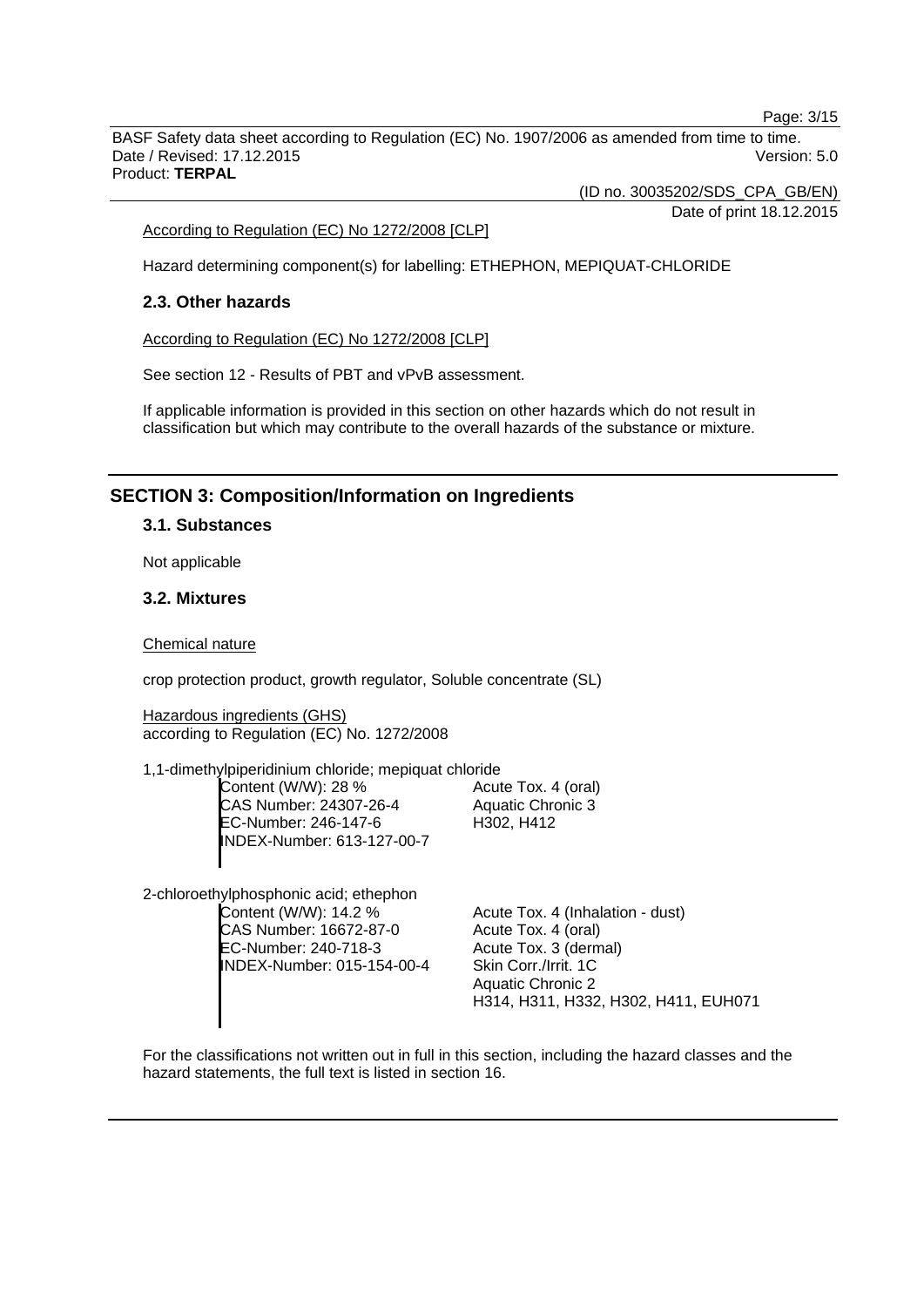According to Regulation (EC) No 1272/2008 [CLP]

Hazard determining component(s) for labelling: ETHEPHON, MEPIQUAT-CHLORIDE

### 2.3. Other hazards

According to Regulation (EC) No 1272/2008 [CLP]

See section 12 - Results of PBT and vPvB assessment.

If applicable information is provided in this section on other hazards which do not result in classification but which may contribute to the overall hazards of the substance or mixture.

## SECTION 3: Composition/Information on Ingredients

### 3.1. Substances

Not applicable

### 3.2. Mixtures

Chemical nature

crop protection product, growth regulator, Soluble concentrate (SL)

Hazardous ingredients (GHS)
according to Regulation (EC) No. 1272/2008

1,1-dimethylpiperidinium chloride; mepiquat chloride

| | |
|---|---|
| Content (W/W): 28 % | Acute Tox. 4 (oral) |
| CAS Number: 24307-26-4 | Aquatic Chronic 3 |
| EC-Number: 246-147-6 | H302, H412 |
| INDEX-Number: 613-127-00-7 | |

2-chloroethylphosphonic acid; ethephon

| | |
|---|---|
| Content (W/W): 14.2 % | Acute Tox. 4 (Inhalation - dust) |
| CAS Number: 16672-87-0 | Acute Tox. 4 (oral) |
| EC-Number: 240-718-3 | Acute Tox. 3 (dermal) |
| INDEX-Number: 015-154-00-4 | Skin Corr./Irrit. 1C |
| | Aquatic Chronic 2 |
| | H314, H311, H332, H302, H411, EUH071 |

For the classifications not written out in full in this section, including the hazard classes and the hazard statements, the full text is listed in section 16.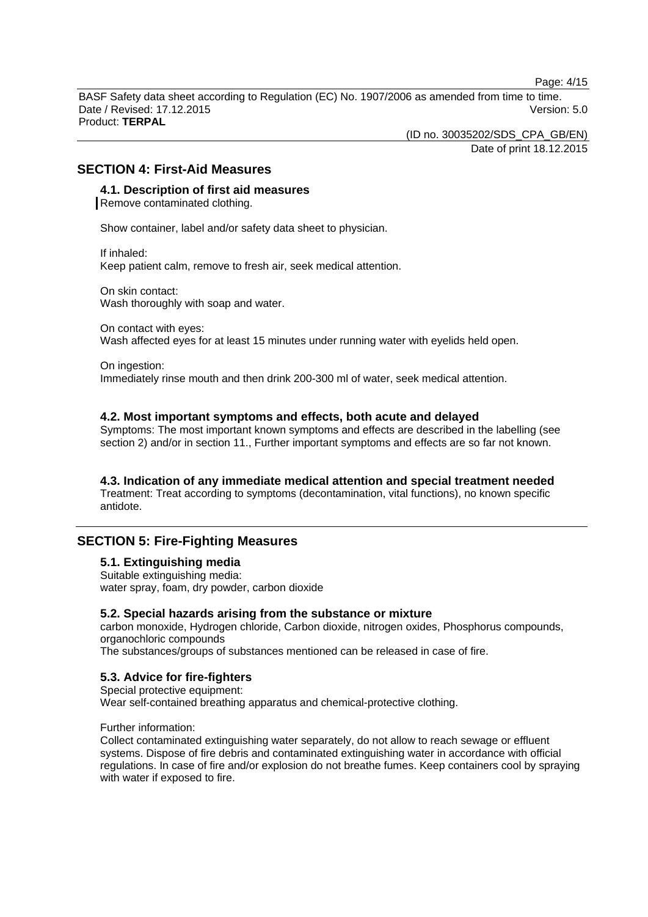## SECTION 4: First-Aid Measures

### 4.1. Description of first aid measures

Remove contaminated clothing.

Show container, label and/or safety data sheet to physician.

If inhaled:
Keep patient calm, remove to fresh air, seek medical attention.

On skin contact:
Wash thoroughly with soap and water.

On contact with eyes:
Wash affected eyes for at least 15 minutes under running water with eyelids held open.

On ingestion:
Immediately rinse mouth and then drink 200-300 ml of water, seek medical attention.

### 4.2. Most important symptoms and effects, both acute and delayed

Symptoms: The most important known symptoms and effects are described in the labelling (see section 2) and/or in section 11., Further important symptoms and effects are so far not known.

### 4.3. Indication of any immediate medical attention and special treatment needed

Treatment: Treat according to symptoms (decontamination, vital functions), no known specific antidote.

## SECTION 5: Fire-Fighting Measures

### 5.1. Extinguishing media

Suitable extinguishing media:
water spray, foam, dry powder, carbon dioxide

### 5.2. Special hazards arising from the substance or mixture

carbon monoxide, Hydrogen chloride, Carbon dioxide, nitrogen oxides, Phosphorus compounds, organochloric compounds
The substances/groups of substances mentioned can be released in case of fire.

### 5.3. Advice for fire-fighters

Special protective equipment:
Wear self-contained breathing apparatus and chemical-protective clothing.

Further information:
Collect contaminated extinguishing water separately, do not allow to reach sewage or effluent systems. Dispose of fire debris and contaminated extinguishing water in accordance with official regulations. In case of fire and/or explosion do not breathe fumes. Keep containers cool by spraying with water if exposed to fire.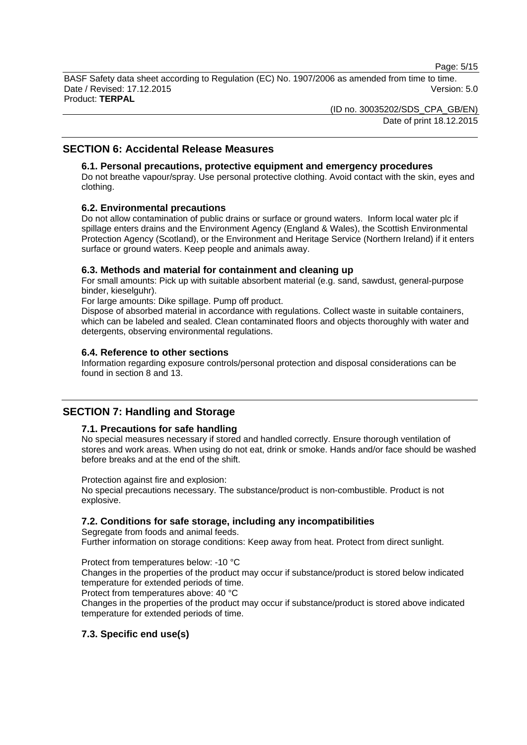## SECTION 6: Accidental Release Measures

### 6.1. Personal precautions, protective equipment and emergency procedures

Do not breathe vapour/spray. Use personal protective clothing. Avoid contact with the skin, eyes and clothing.

### 6.2. Environmental precautions

Do not allow contamination of public drains or surface or ground waters. Inform local water plc if spillage enters drains and the Environment Agency (England & Wales), the Scottish Environmental Protection Agency (Scotland), or the Environment and Heritage Service (Northern Ireland) if it enters surface or ground waters. Keep people and animals away.

### 6.3. Methods and material for containment and cleaning up

For small amounts: Pick up with suitable absorbent material (e.g. sand, sawdust, general-purpose binder, kieselguhr).

For large amounts: Dike spillage. Pump off product.

Dispose of absorbed material in accordance with regulations. Collect waste in suitable containers, which can be labeled and sealed. Clean contaminated floors and objects thoroughly with water and detergents, observing environmental regulations.

### 6.4. Reference to other sections

Information regarding exposure controls/personal protection and disposal considerations can be found in section 8 and 13.

## SECTION 7: Handling and Storage

### 7.1. Precautions for safe handling

No special measures necessary if stored and handled correctly. Ensure thorough ventilation of stores and work areas. When using do not eat, drink or smoke. Hands and/or face should be washed before breaks and at the end of the shift.

Protection against fire and explosion:

No special precautions necessary. The substance/product is non-combustible. Product is not explosive.

### 7.2. Conditions for safe storage, including any incompatibilities

Segregate from foods and animal feeds.

Further information on storage conditions: Keep away from heat. Protect from direct sunlight.

Protect from temperatures below: -10 °C

Changes in the properties of the product may occur if substance/product is stored below indicated temperature for extended periods of time.

Protect from temperatures above: 40 °C

Changes in the properties of the product may occur if substance/product is stored above indicated temperature for extended periods of time.

### 7.3. Specific end use(s)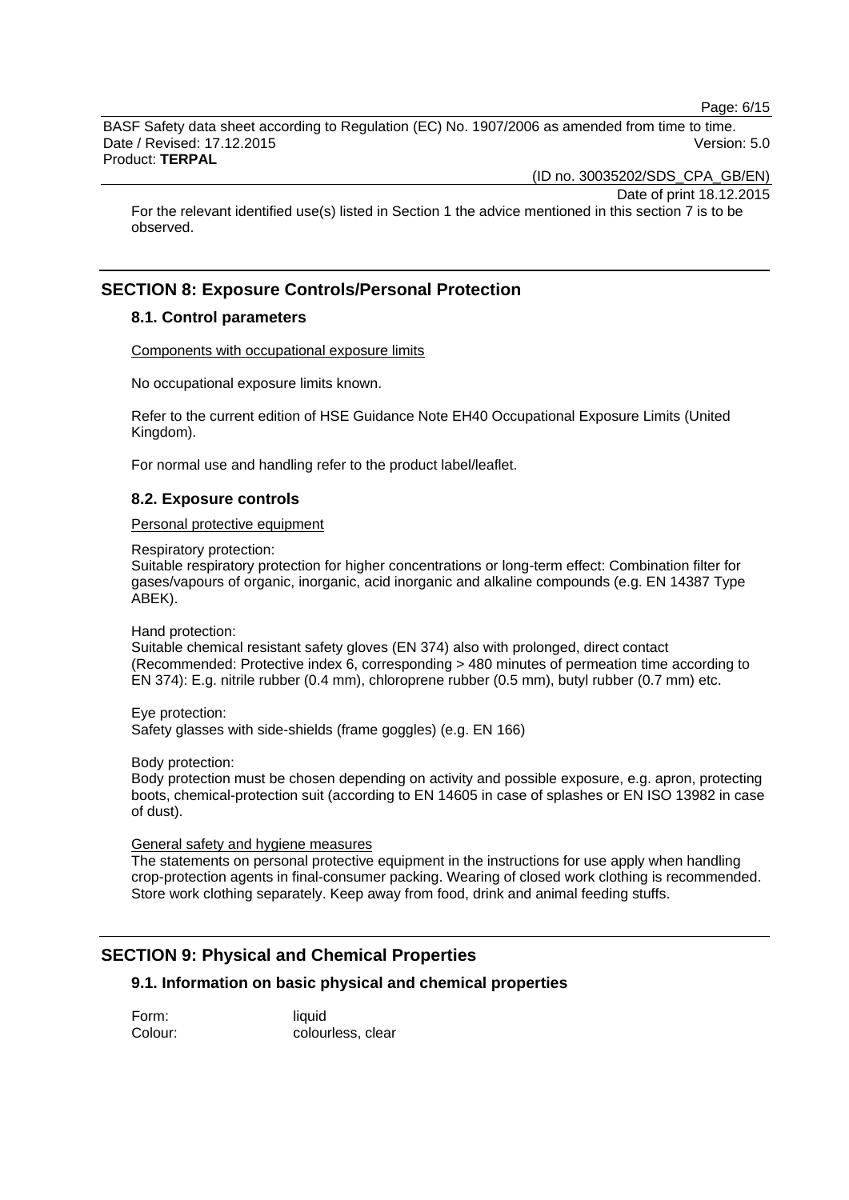For the relevant identified use(s) listed in Section 1 the advice mentioned in this section 7 is to be observed.

## SECTION 8: Exposure Controls/Personal Protection

### 8.1. Control parameters

Components with occupational exposure limits

No occupational exposure limits known.

Refer to the current edition of HSE Guidance Note EH40 Occupational Exposure Limits (United Kingdom).

For normal use and handling refer to the product label/leaflet.

### 8.2. Exposure controls

Personal protective equipment

Respiratory protection:
Suitable respiratory protection for higher concentrations or long-term effect: Combination filter for gases/vapours of organic, inorganic, acid inorganic and alkaline compounds (e.g. EN 14387 Type ABEK).

Hand protection:
Suitable chemical resistant safety gloves (EN 374) also with prolonged, direct contact (Recommended: Protective index 6, corresponding > 480 minutes of permeation time according to EN 374): E.g. nitrile rubber (0.4 mm), chloroprene rubber (0.5 mm), butyl rubber (0.7 mm) etc.

Eye protection:
Safety glasses with side-shields (frame goggles) (e.g. EN 166)

Body protection:
Body protection must be chosen depending on activity and possible exposure, e.g. apron, protecting boots, chemical-protection suit (according to EN 14605 in case of splashes or EN ISO 13982 in case of dust).

General safety and hygiene measures

The statements on personal protective equipment in the instructions for use apply when handling crop-protection agents in final-consumer packing. Wearing of closed work clothing is recommended. Store work clothing separately. Keep away from food, drink and animal feeding stuffs.

## SECTION 9: Physical and Chemical Properties

### 9.1. Information on basic physical and chemical properties

| | |
|---|---|
| Form: | liquid |
| Colour: | colourless, clear |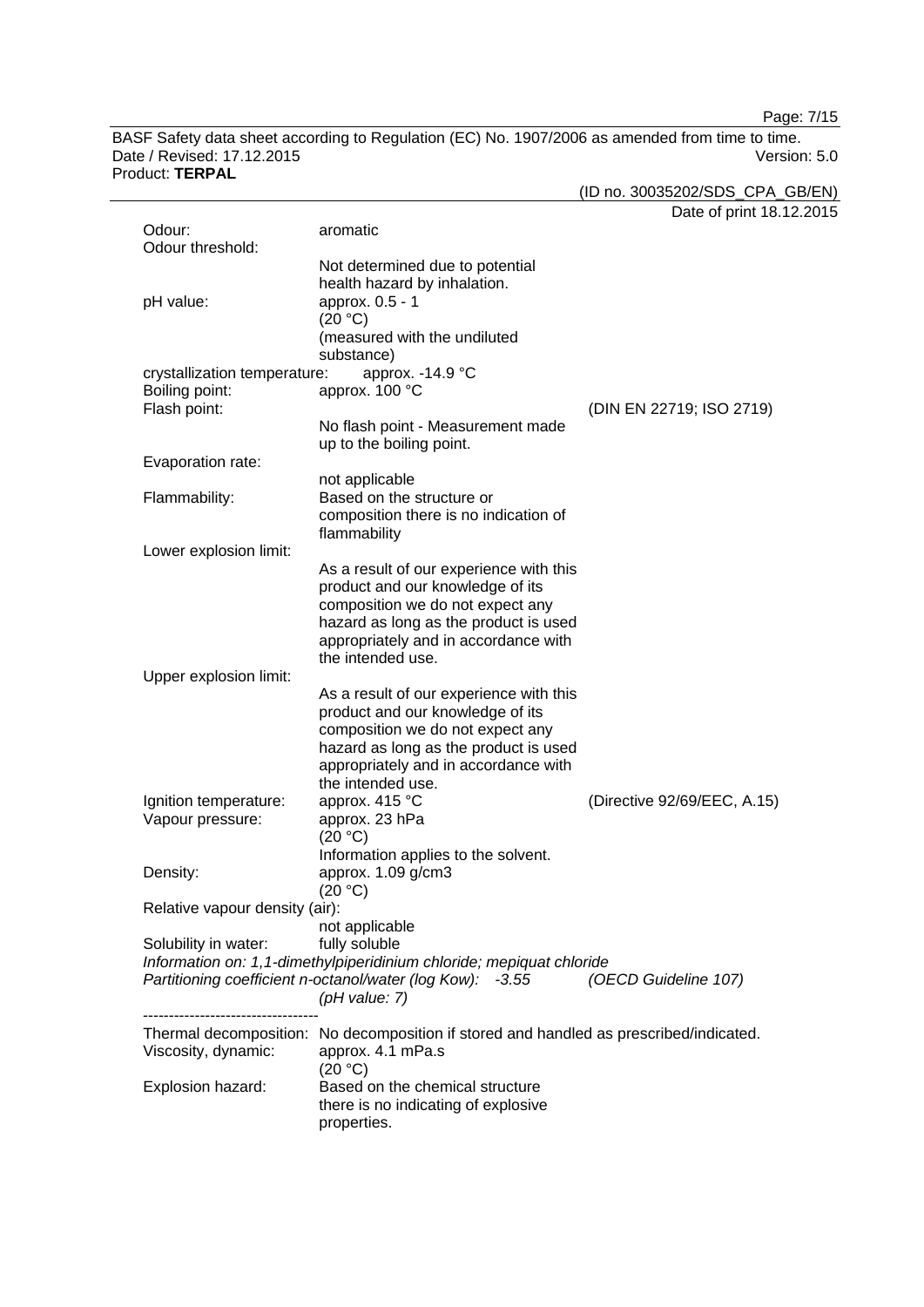Odour: aromatic

Odour threshold:
Not determined due to potential health hazard by inhalation.

pH value: approx. 0.5 - 1
(20 °C)
(measured with the undiluted substance)

crystallization temperature: approx. -14.9 °C

Boiling point: approx. 100 °C

Flash point: (DIN EN 22719; ISO 2719)
No flash point - Measurement made up to the boiling point.

Evaporation rate:
not applicable

Flammability: Based on the structure or composition there is no indication of flammability

Lower explosion limit:
As a result of our experience with this product and our knowledge of its composition we do not expect any hazard as long as the product is used appropriately and in accordance with the intended use.

Upper explosion limit:
As a result of our experience with this product and our knowledge of its composition we do not expect any hazard as long as the product is used appropriately and in accordance with the intended use.

Ignition temperature: approx. 415 °C (Directive 92/69/EEC, A.15)

Vapour pressure: approx. 23 hPa
(20 °C)
Information applies to the solvent.

Density: approx. 1.09 g/cm3
(20 °C)

Relative vapour density (air):
not applicable

Solubility in water: fully soluble

*Information on: 1,1-dimethylpiperidinium chloride; mepiquat chloride*
*Partitioning coefficient n-octanol/water (log Kow): -3.55 (OECD Guideline 107)*
*(pH value: 7)*

----------------------------------

Thermal decomposition: No decomposition if stored and handled as prescribed/indicated.

Viscosity, dynamic: approx. 4.1 mPa.s
(20 °C)

Explosion hazard: Based on the chemical structure there is no indicating of explosive properties.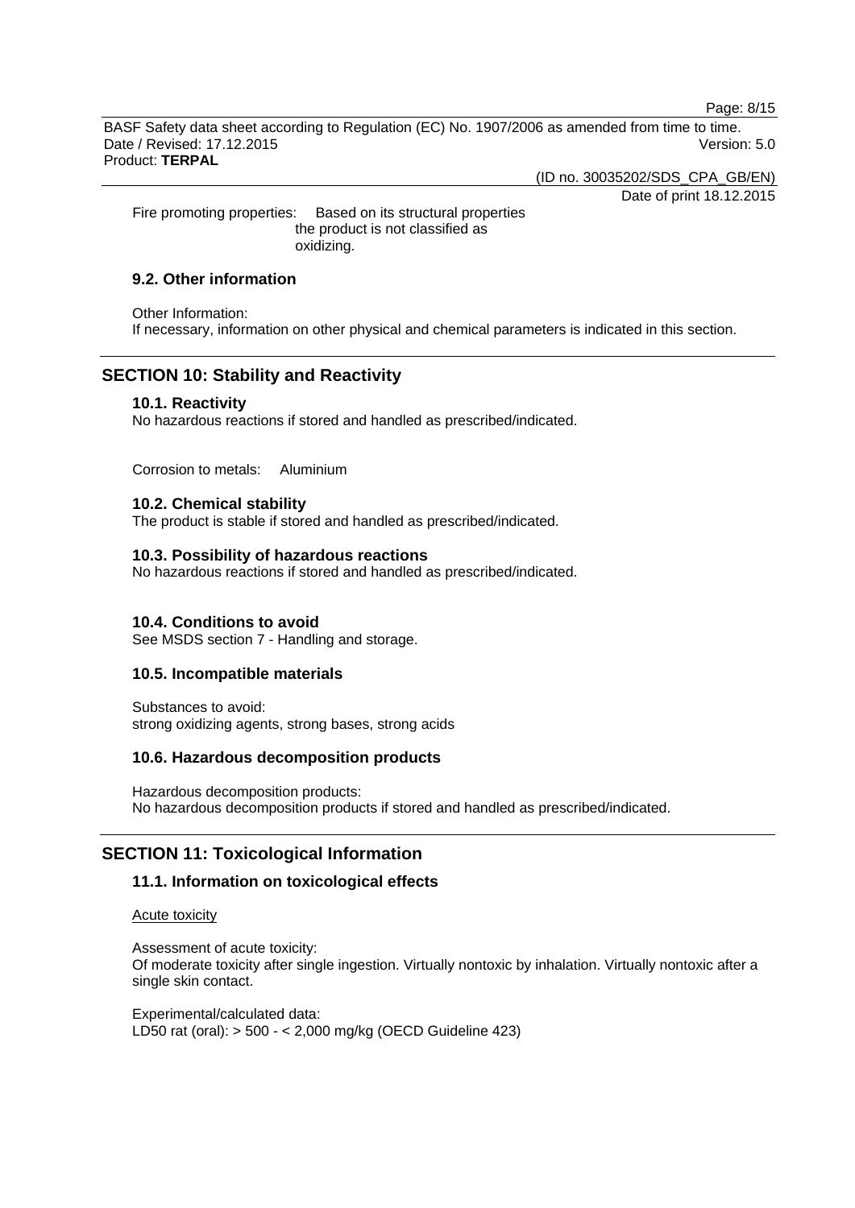Fire promoting properties: Based on its structural properties the product is not classified as oxidizing.

### 9.2. Other information

Other Information:
If necessary, information on other physical and chemical parameters is indicated in this section.

## SECTION 10: Stability and Reactivity

### 10.1. Reactivity

No hazardous reactions if stored and handled as prescribed/indicated.

Corrosion to metals: Aluminium

### 10.2. Chemical stability

The product is stable if stored and handled as prescribed/indicated.

### 10.3. Possibility of hazardous reactions

No hazardous reactions if stored and handled as prescribed/indicated.

### 10.4. Conditions to avoid

See MSDS section 7 - Handling and storage.

### 10.5. Incompatible materials

Substances to avoid:
strong oxidizing agents, strong bases, strong acids

### 10.6. Hazardous decomposition products

Hazardous decomposition products:
No hazardous decomposition products if stored and handled as prescribed/indicated.

## SECTION 11: Toxicological Information

### 11.1. Information on toxicological effects

Acute toxicity

Assessment of acute toxicity:
Of moderate toxicity after single ingestion. Virtually nontoxic by inhalation. Virtually nontoxic after a single skin contact.

Experimental/calculated data:
LD50 rat (oral): > 500 - < 2,000 mg/kg (OECD Guideline 423)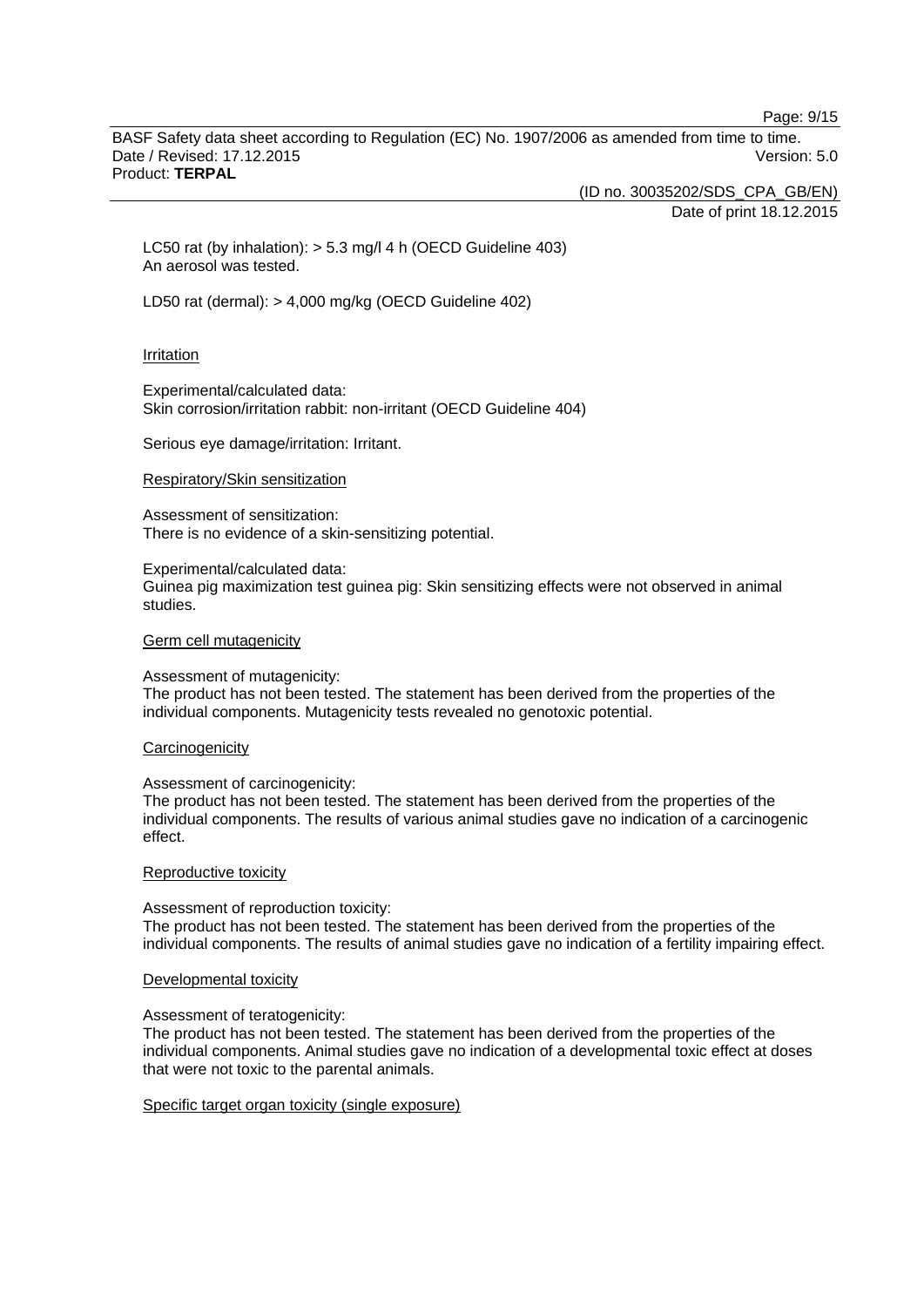LC50 rat (by inhalation): > 5.3 mg/l 4 h (OECD Guideline 403)
An aerosol was tested.

LD50 rat (dermal): > 4,000 mg/kg (OECD Guideline 402)

Irritation

Experimental/calculated data:
Skin corrosion/irritation rabbit: non-irritant (OECD Guideline 404)

Serious eye damage/irritation: Irritant.

Respiratory/Skin sensitization

Assessment of sensitization:
There is no evidence of a skin-sensitizing potential.

Experimental/calculated data:
Guinea pig maximization test guinea pig: Skin sensitizing effects were not observed in animal studies.

Germ cell mutagenicity

Assessment of mutagenicity:
The product has not been tested. The statement has been derived from the properties of the individual components. Mutagenicity tests revealed no genotoxic potential.

Carcinogenicity

Assessment of carcinogenicity:
The product has not been tested. The statement has been derived from the properties of the individual components. The results of various animal studies gave no indication of a carcinogenic effect.

Reproductive toxicity

Assessment of reproduction toxicity:
The product has not been tested. The statement has been derived from the properties of the individual components. The results of animal studies gave no indication of a fertility impairing effect.

Developmental toxicity

Assessment of teratogenicity:
The product has not been tested. The statement has been derived from the properties of the individual components. Animal studies gave no indication of a developmental toxic effect at doses that were not toxic to the parental animals.

Specific target organ toxicity (single exposure)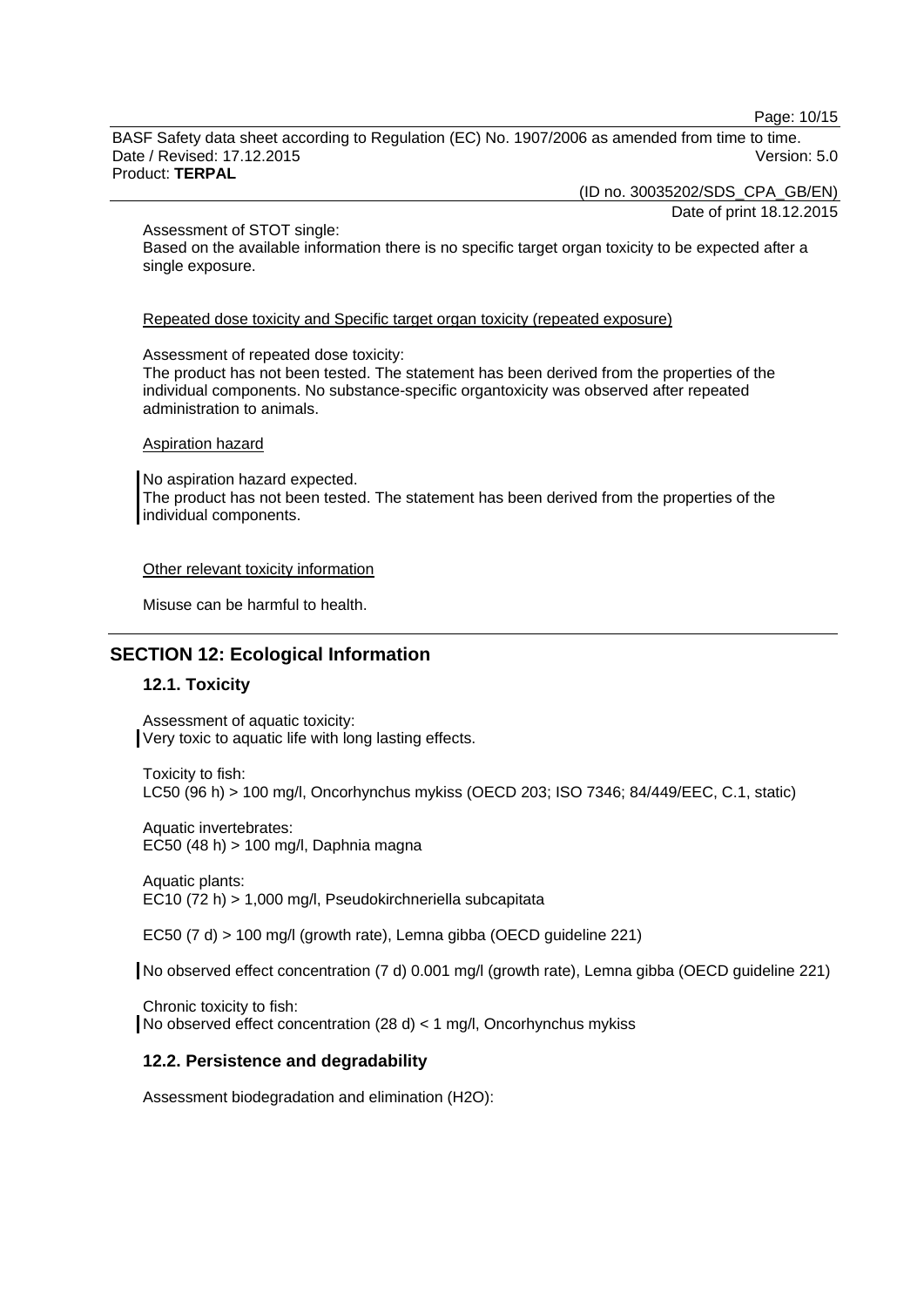Assessment of STOT single:
Based on the available information there is no specific target organ toxicity to be expected after a single exposure.

Repeated dose toxicity and Specific target organ toxicity (repeated exposure)

Assessment of repeated dose toxicity:
The product has not been tested. The statement has been derived from the properties of the individual components. No substance-specific organtoxicity was observed after repeated administration to animals.

Aspiration hazard

No aspiration hazard expected.
The product has not been tested. The statement has been derived from the properties of the individual components.

Other relevant toxicity information

Misuse can be harmful to health.

## SECTION 12: Ecological Information

### 12.1. Toxicity

Assessment of aquatic toxicity:
Very toxic to aquatic life with long lasting effects.

Toxicity to fish:
LC50 (96 h) > 100 mg/l, Oncorhynchus mykiss (OECD 203; ISO 7346; 84/449/EEC, C.1, static)

Aquatic invertebrates:
EC50 (48 h) > 100 mg/l, Daphnia magna

Aquatic plants:
EC10 (72 h) > 1,000 mg/l, Pseudokirchneriella subcapitata

EC50 (7 d) > 100 mg/l (growth rate), Lemna gibba (OECD guideline 221)

No observed effect concentration (7 d) 0.001 mg/l (growth rate), Lemna gibba (OECD guideline 221)

Chronic toxicity to fish:
No observed effect concentration (28 d) < 1 mg/l, Oncorhynchus mykiss

### 12.2. Persistence and degradability

Assessment biodegradation and elimination ($H_2O$):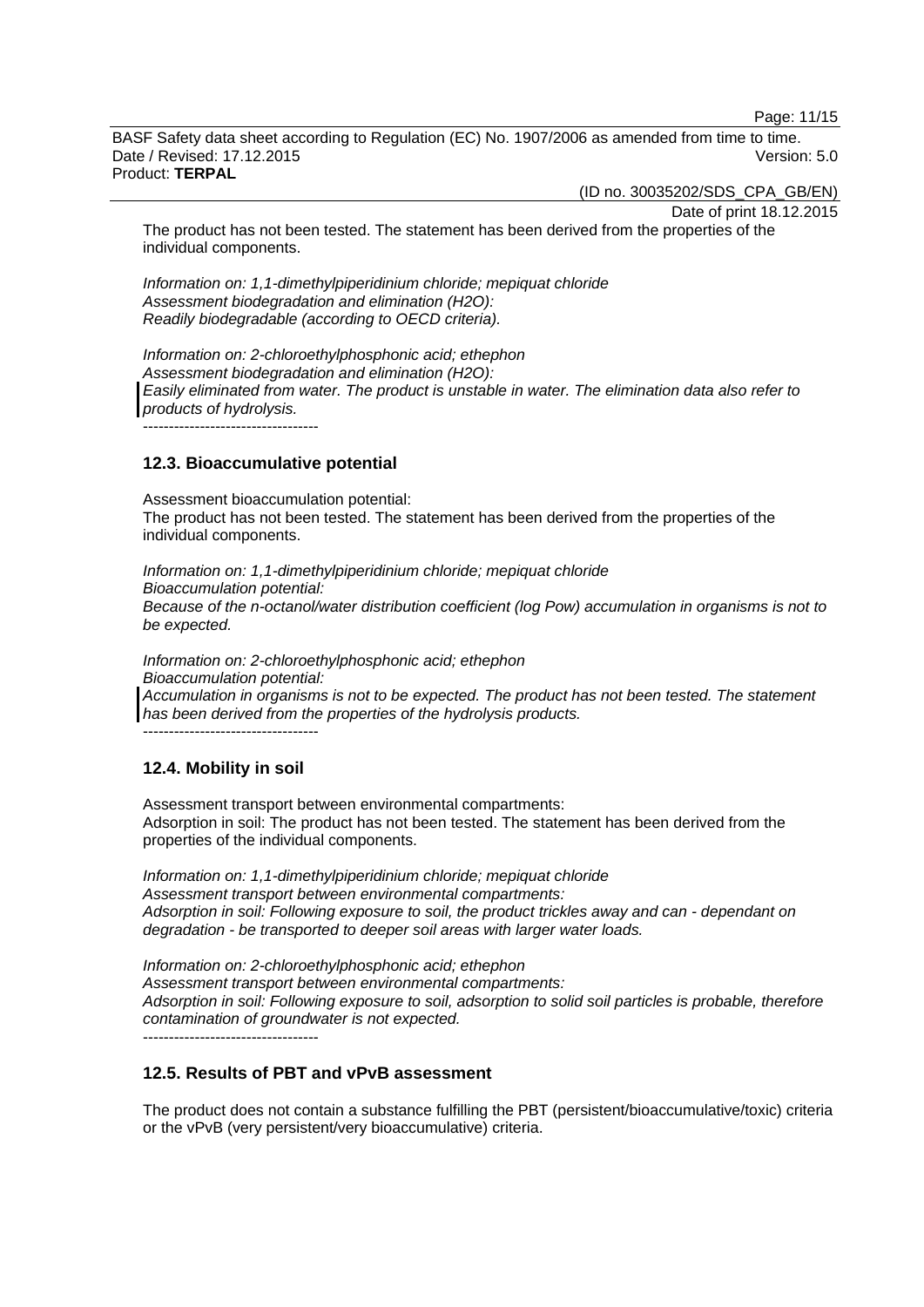The product has not been tested. The statement has been derived from the properties of the individual components.

*Information on: 1,1-dimethylpiperidinium chloride; mepiquat chloride*
*Assessment biodegradation and elimination (H2O):*
*Readily biodegradable (according to OECD criteria).*

*Information on: 2-chloroethylphosphonic acid; ethephon*
*Assessment biodegradation and elimination (H2O):*
*Easily eliminated from water. The product is unstable in water. The elimination data also refer to products of hydrolysis.*

----------------------------------

### 12.3. Bioaccumulative potential

Assessment bioaccumulation potential:
The product has not been tested. The statement has been derived from the properties of the individual components.

*Information on: 1,1-dimethylpiperidinium chloride; mepiquat chloride*
*Bioaccumulation potential:*
*Because of the n-octanol/water distribution coefficient (log Pow) accumulation in organisms is not to be expected.*

*Information on: 2-chloroethylphosphonic acid; ethephon*
*Bioaccumulation potential:*
*Accumulation in organisms is not to be expected. The product has not been tested. The statement has been derived from the properties of the hydrolysis products.*

----------------------------------

### 12.4. Mobility in soil

Assessment transport between environmental compartments:
Adsorption in soil: The product has not been tested. The statement has been derived from the properties of the individual components.

*Information on: 1,1-dimethylpiperidinium chloride; mepiquat chloride*
*Assessment transport between environmental compartments:*
*Adsorption in soil: Following exposure to soil, the product trickles away and can - dependant on degradation - be transported to deeper soil areas with larger water loads.*

*Information on: 2-chloroethylphosphonic acid; ethephon*
*Assessment transport between environmental compartments:*
*Adsorption in soil: Following exposure to soil, adsorption to solid soil particles is probable, therefore contamination of groundwater is not expected.*

----------------------------------

### 12.5. Results of PBT and vPvB assessment

The product does not contain a substance fulfilling the PBT (persistent/bioaccumulative/toxic) criteria or the vPvB (very persistent/very bioaccumulative) criteria.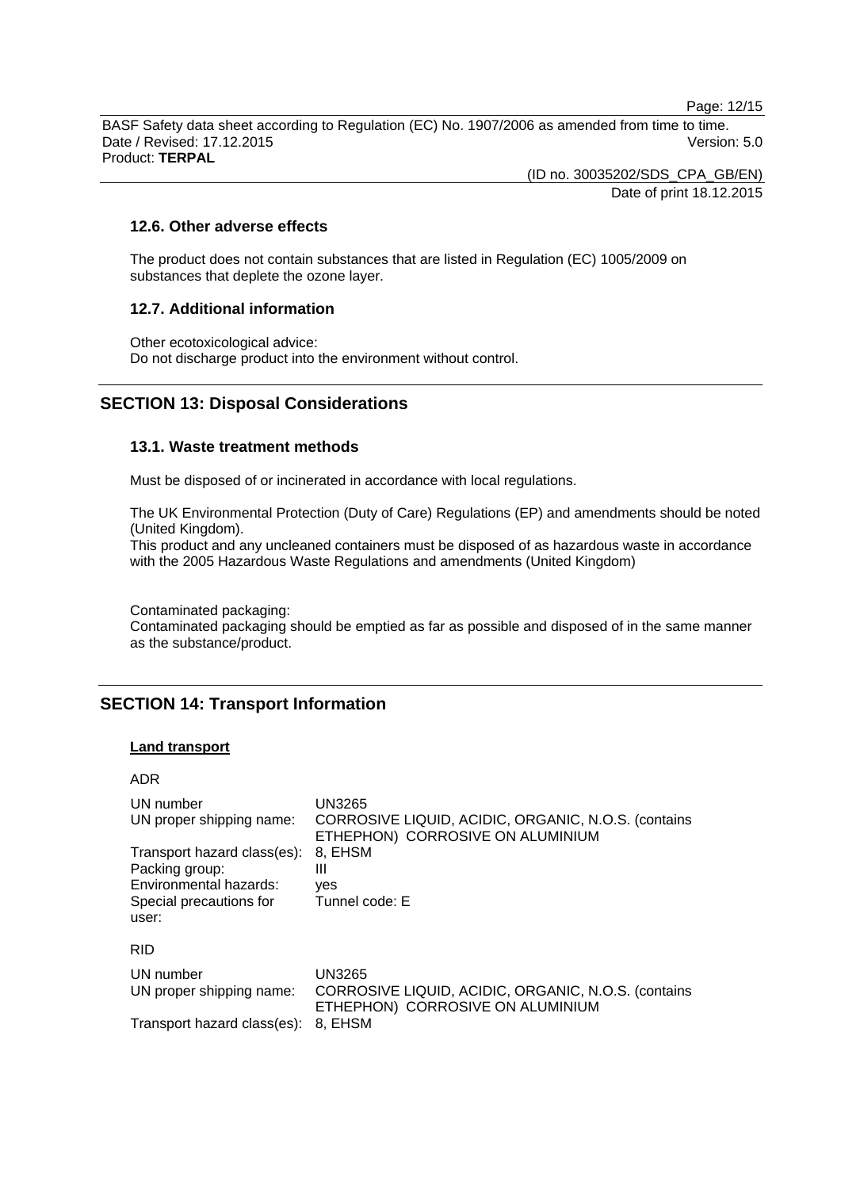### 12.6. Other adverse effects

The product does not contain substances that are listed in Regulation (EC) 1005/2009 on substances that deplete the ozone layer.

### 12.7. Additional information

Other ecotoxicological advice:
Do not discharge product into the environment without control.

## SECTION 13: Disposal Considerations

### 13.1. Waste treatment methods

Must be disposed of or incinerated in accordance with local regulations.

The UK Environmental Protection (Duty of Care) Regulations (EP) and amendments should be noted (United Kingdom).
This product and any uncleaned containers must be disposed of as hazardous waste in accordance with the 2005 Hazardous Waste Regulations and amendments (United Kingdom)

Contaminated packaging:
Contaminated packaging should be emptied as far as possible and disposed of in the same manner as the substance/product.

## SECTION 14: Transport Information

**Land transport**

ADR

| | |
|---|---|
| UN number | UN3265 |
| UN proper shipping name: | CORROSIVE LIQUID, ACIDIC, ORGANIC, N.O.S. (contains ETHEPHON) CORROSIVE ON ALUMINIUM |
| Transport hazard class(es): | 8, EHSM |
| Packing group: | III |
| Environmental hazards: | yes |
| Special precautions for user: | Tunnel code: E |

RID

| | |
|---|---|
| UN number | UN3265 |
| UN proper shipping name: | CORROSIVE LIQUID, ACIDIC, ORGANIC, N.O.S. (contains ETHEPHON) CORROSIVE ON ALUMINIUM |
| Transport hazard class(es): | 8, EHSM |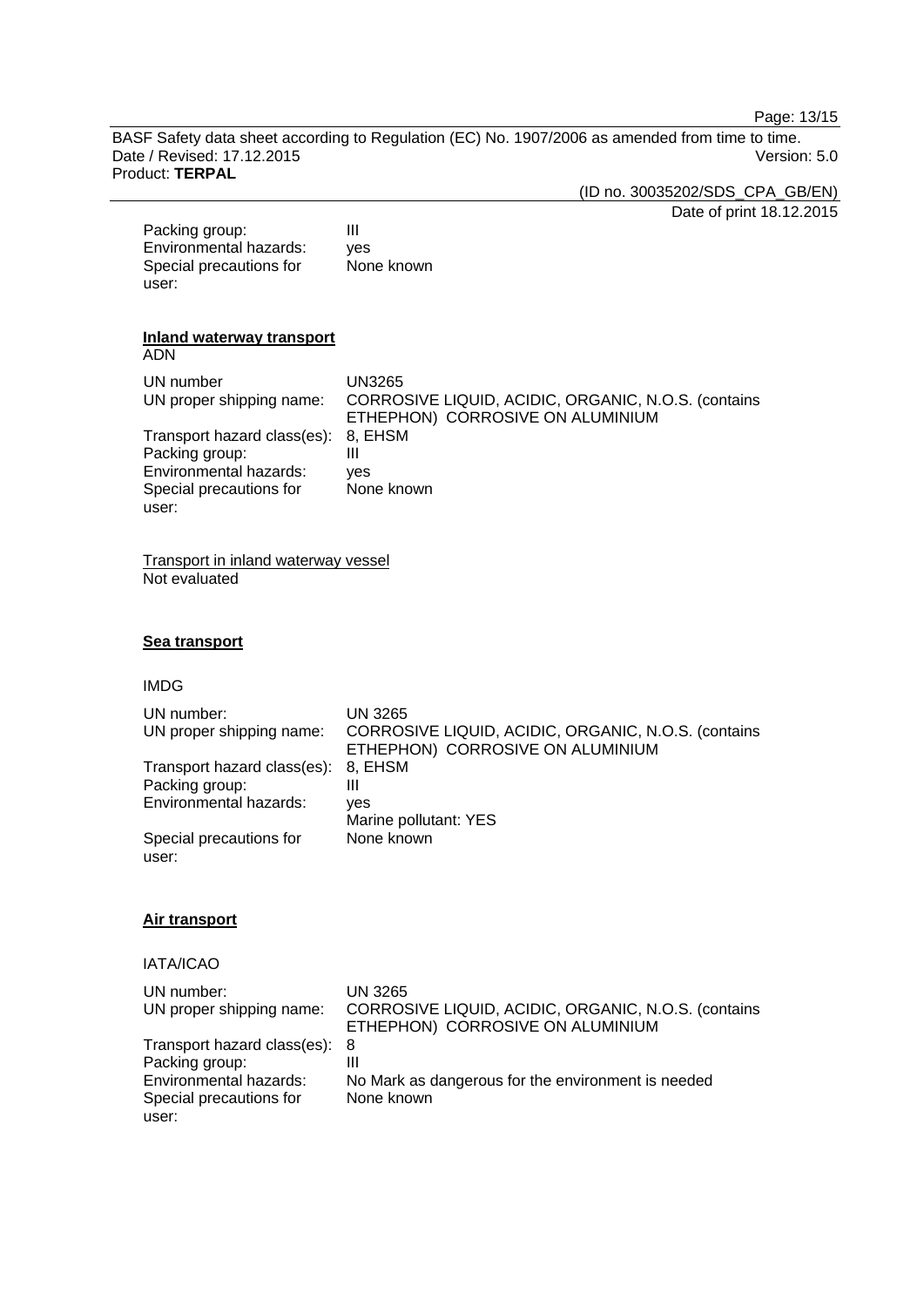| | |
|---|---|
| Packing group: | III |
| Environmental hazards: | yes |
| Special precautions for user: | None known |

**Inland waterway transport**

ADN

| | |
|---|---|
| UN number | UN3265 |
| UN proper shipping name: | CORROSIVE LIQUID, ACIDIC, ORGANIC, N.O.S. (contains ETHEPHON) CORROSIVE ON ALUMINIUM |
| Transport hazard class(es): | 8, EHSM |
| Packing group: | III |
| Environmental hazards: | yes |
| Special precautions for user: | None known |

Transport in inland waterway vessel

Not evaluated

**Sea transport**

IMDG

| | |
|---|---|
| UN number: | UN 3265 |
| UN proper shipping name: | CORROSIVE LIQUID, ACIDIC, ORGANIC, N.O.S. (contains ETHEPHON) CORROSIVE ON ALUMINIUM |
| Transport hazard class(es): | 8, EHSM |
| Packing group: | III |
| Environmental hazards: | yes<br>Marine pollutant: YES |
| Special precautions for user: | None known |

**Air transport**

IATA/ICAO

| | |
|---|---|
| UN number: | UN 3265 |
| UN proper shipping name: | CORROSIVE LIQUID, ACIDIC, ORGANIC, N.O.S. (contains ETHEPHON) CORROSIVE ON ALUMINIUM |
| Transport hazard class(es): | 8 |
| Packing group: | III |
| Environmental hazards: | No Mark as dangerous for the environment is needed |
| Special precautions for user: | None known |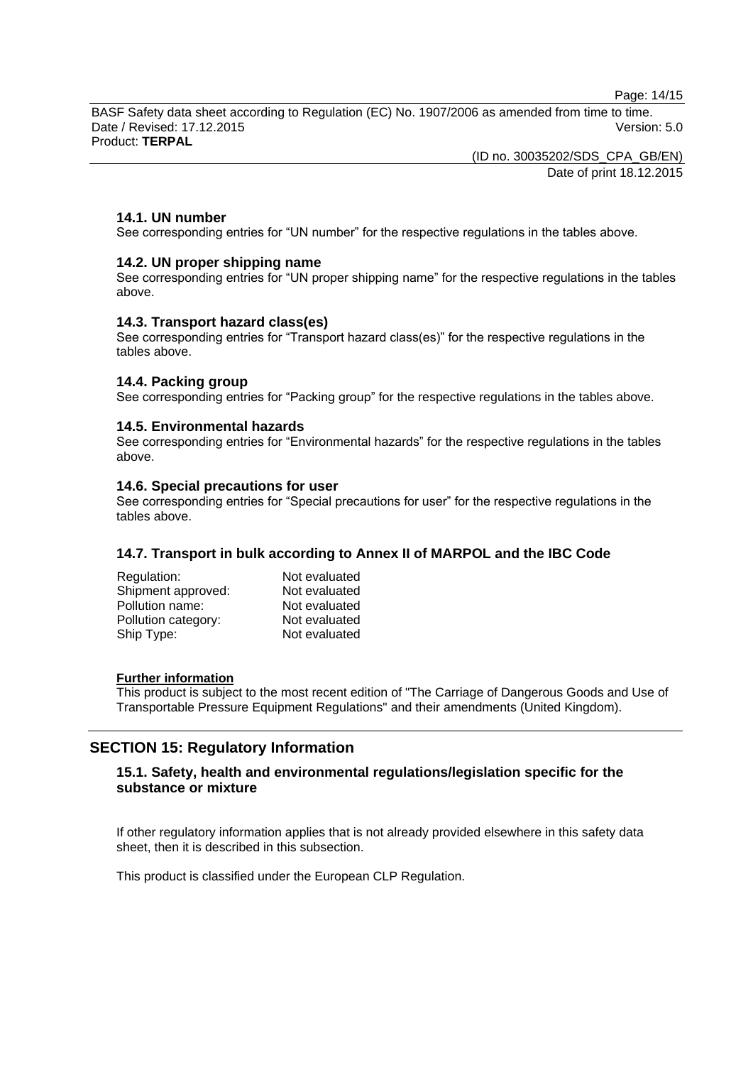### 14.1. UN number

See corresponding entries for “UN number” for the respective regulations in the tables above.

### 14.2. UN proper shipping name

See corresponding entries for “UN proper shipping name” for the respective regulations in the tables above.

### 14.3. Transport hazard class(es)

See corresponding entries for “Transport hazard class(es)” for the respective regulations in the tables above.

### 14.4. Packing group

See corresponding entries for “Packing group” for the respective regulations in the tables above.

### 14.5. Environmental hazards

See corresponding entries for “Environmental hazards” for the respective regulations in the tables above.

### 14.6. Special precautions for user

See corresponding entries for “Special precautions for user” for the respective regulations in the tables above.

### 14.7. Transport in bulk according to Annex II of MARPOL and the IBC Code

| | |
|---|---|
| Regulation: | Not evaluated |
| Shipment approved: | Not evaluated |
| Pollution name: | Not evaluated |
| Pollution category: | Not evaluated |
| Ship Type: | Not evaluated |

**Further information**

This product is subject to the most recent edition of "The Carriage of Dangerous Goods and Use of Transportable Pressure Equipment Regulations" and their amendments (United Kingdom).

## SECTION 15: Regulatory Information

### 15.1. Safety, health and environmental regulations/legislation specific for the substance or mixture

If other regulatory information applies that is not already provided elsewhere in this safety data sheet, then it is described in this subsection.

This product is classified under the European CLP Regulation.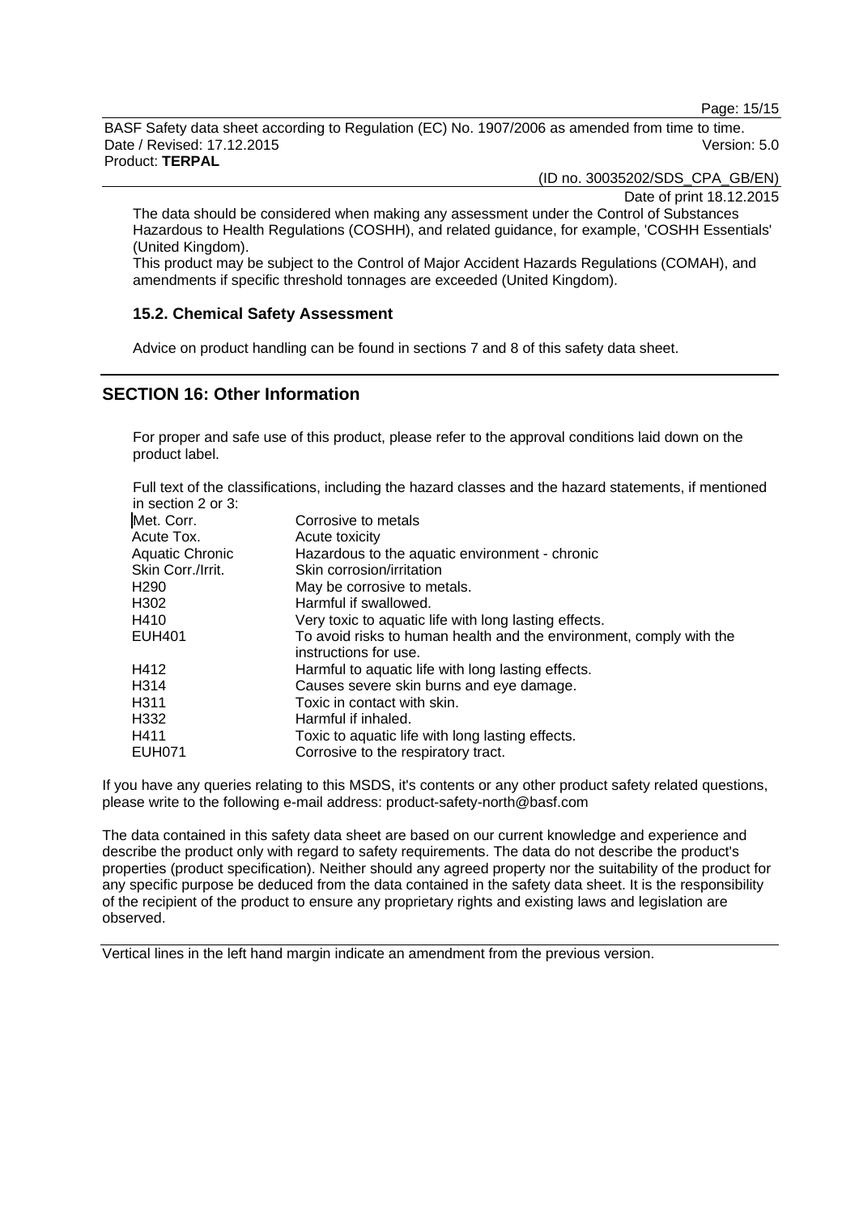The data should be considered when making any assessment under the Control of Substances Hazardous to Health Regulations (COSHH), and related guidance, for example, 'COSHH Essentials' (United Kingdom).
This product may be subject to the Control of Major Accident Hazards Regulations (COMAH), and amendments if specific threshold tonnages are exceeded (United Kingdom).

### 15.2. Chemical Safety Assessment

Advice on product handling can be found in sections 7 and 8 of this safety data sheet.

## SECTION 16: Other Information

For proper and safe use of this product, please refer to the approval conditions laid down on the product label.

Full text of the classifications, including the hazard classes and the hazard statements, if mentioned in section 2 or 3:

| | |
|---|---|
| Met. Corr. | Corrosive to metals |
| Acute Tox. | Acute toxicity |
| Aquatic Chronic | Hazardous to the aquatic environment - chronic |
| Skin Corr./Irrit. | Skin corrosion/irritation |
| H290 | May be corrosive to metals. |
| H302 | Harmful if swallowed. |
| H410 | Very toxic to aquatic life with long lasting effects. |
| EUH401 | To avoid risks to human health and the environment, comply with the instructions for use. |
| H412 | Harmful to aquatic life with long lasting effects. |
| H314 | Causes severe skin burns and eye damage. |
| H311 | Toxic in contact with skin. |
| H332 | Harmful if inhaled. |
| H411 | Toxic to aquatic life with long lasting effects. |
| EUH071 | Corrosive to the respiratory tract. |

If you have any queries relating to this MSDS, it's contents or any other product safety related questions, please write to the following e-mail address: product-safety-north@basf.com

The data contained in this safety data sheet are based on our current knowledge and experience and describe the product only with regard to safety requirements. The data do not describe the product's properties (product specification). Neither should any agreed property nor the suitability of the product for any specific purpose be deduced from the data contained in the safety data sheet. It is the responsibility of the recipient of the product to ensure any proprietary rights and existing laws and legislation are observed.

Vertical lines in the left hand margin indicate an amendment from the previous version.